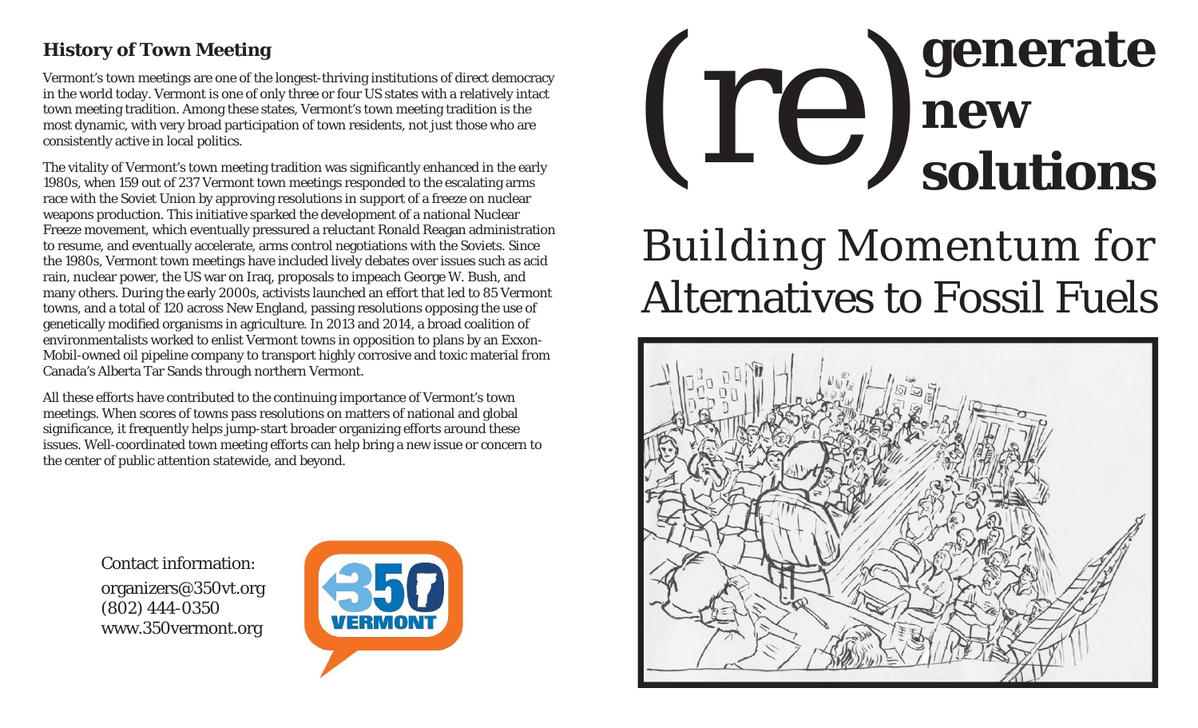## History of Town Meeting

Vermont's town meetings are one of the longest-thriving institutions of direct democracy in the world today. Vermont is one of only three or four US states with a relatively intact town meeting tradition. Among these states, Vermont's town meeting tradition is the most dynamic, with very broad participation of town residents, not just those who are consistently active in local politics.

The vitality of Vermont's town meeting tradition was significantly enhanced in the early 1980s, when 159 out of 237 Vermont town meetings responded to the escalating arms race with the Soviet Union by approving resolutions in support of a freeze on nuclear weapons production. This initiative sparked the development of a national Nuclear Freeze movement, which eventually pressured a reluctant Ronald Reagan administration to resume, and eventually accelerate, arms control negotiations with the Soviets. Since the 1980s, Vermont town meetings have included lively debates over issues such as acid rain, nuclear power, the US war on Iraq, proposals to impeach George W. Bush, and many others. During the early 2000s, activists launched an effort that led to 85 Vermont towns, and a total of 120 across New England, passing resolutions opposing the use of genetically modified organisms in agriculture. In 2013 and 2014, a broad coalition of environmentalists worked to enlist Vermont towns in opposition to plans by an Exxon-Mobil-owned oil pipeline company to transport highly corrosive and toxic material from Canada's Alberta Tar Sands through northern Vermont.

All these efforts have contributed to the continuing importance of Vermont's town meetings. When scores of towns pass resolutions on matters of national and global significance, it frequently helps jump-start broader organizing efforts around these issues. Well-coordinated town meeting efforts can help bring a new issue or concern to the center of public attention statewide, and beyond.

Contact information:
organizers@350vt.org
(802) 444-0350
www.350vermont.org

350 VERMONT

# (re) generate new solutions

## Building Momentum for Alternatives to Fossil Fuels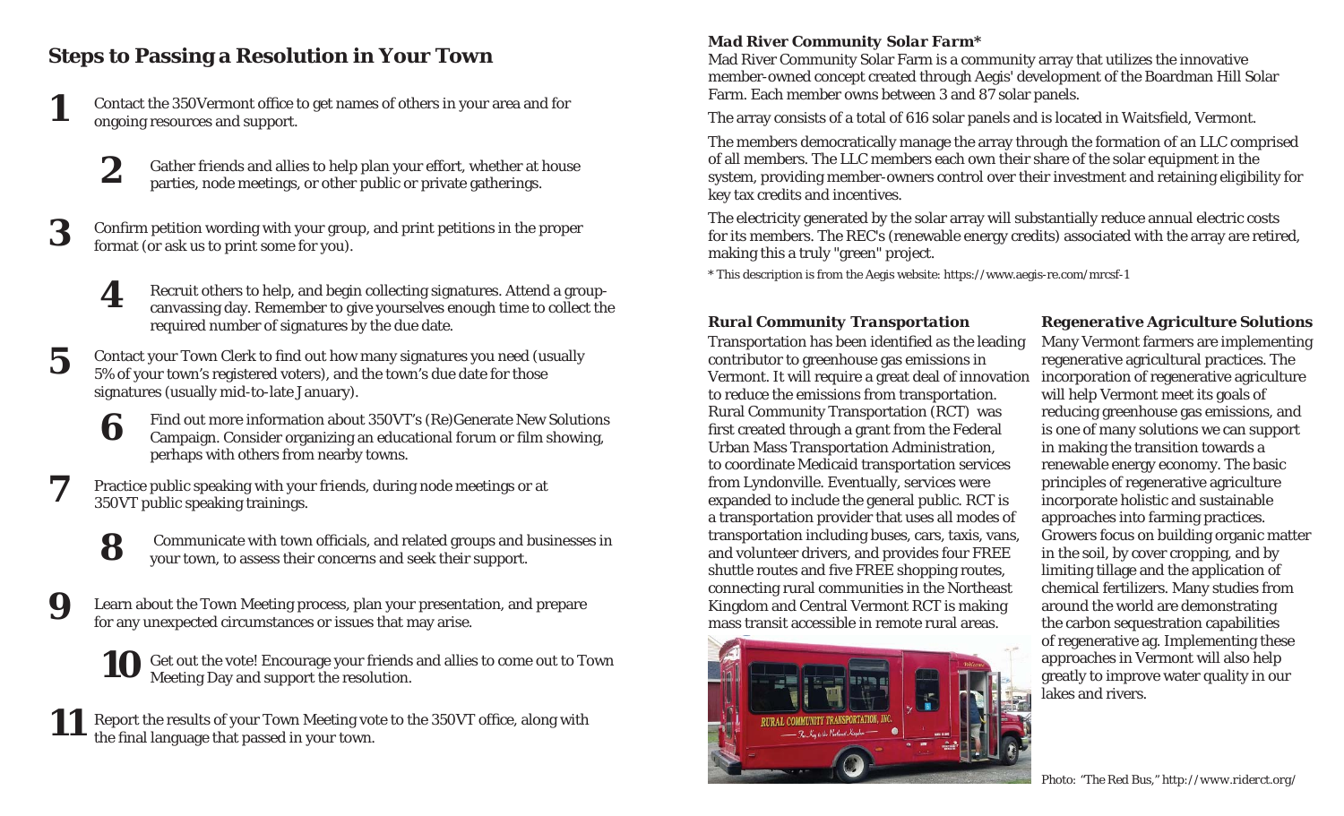## Steps to Passing a Resolution in Your Town

1. Contact the 350Vermont office to get names of others in your area and for ongoing resources and support.
2. Gather friends and allies to help plan your effort, whether at house parties, node meetings, or other public or private gatherings.
3. Confirm petition wording with your group, and print petitions in the proper format (or ask us to print some for you).
4. Recruit others to help, and begin collecting signatures. Attend a group-canvassing day. Remember to give yourselves enough time to collect the required number of signatures by the due date.
5. Contact your Town Clerk to find out how many signatures you need (usually 5% of your town's registered voters), and the town's due date for those signatures (usually mid-to-late January).
6. Find out more information about 350VT's (Re)Generate New Solutions Campaign. Consider organizing an educational forum or film showing, perhaps with others from nearby towns.
7. Practice public speaking with your friends, during node meetings or at 350VT public speaking trainings.
8. Communicate with town officials, and related groups and businesses in your town, to assess their concerns and seek their support.
9. Learn about the Town Meeting process, plan your presentation, and prepare for any unexpected circumstances or issues that may arise.
10. Get out the vote! Encourage your friends and allies to come out to Town Meeting Day and support the resolution.
11. Report the results of your Town Meeting vote to the 350VT office, along with the final language that passed in your town.

### *Mad River Community Solar Farm**

Mad River Community Solar Farm is a community array that utilizes the innovative member-owned concept created through Aegis' development of the Boardman Hill Solar Farm. Each member owns between 3 and 87 solar panels.

The array consists of a total of 616 solar panels and is located in Waitsfield, Vermont.

The members democratically manage the array through the formation of an LLC comprised of all members. The LLC members each own their share of the solar equipment in the system, providing member-owners control over their investment and retaining eligibility for key tax credits and incentives.

The electricity generated by the solar array will substantially reduce annual electric costs for its members. The REC's (renewable energy credits) associated with the array are retired, making this a truly "green" project.

* This description is from the Aegis website: https://www.aegis-re.com/mrcsf-1

### *Rural Community Transportation*

Transportation has been identified as the leading contributor to greenhouse gas emissions in Vermont. It will require a great deal of innovation to reduce the emissions from transportation. Rural Community Transportation (RCT) was first created through a grant from the Federal Urban Mass Transportation Administration, to coordinate Medicaid transportation services from Lyndonville. Eventually, services were expanded to include the general public. RCT is a transportation provider that uses all modes of transportation including buses, cars, taxis, vans, and volunteer drivers, and provides four FREE shuttle routes and five FREE shopping routes, connecting rural communities in the Northeast Kingdom and Central Vermont RCT is making mass transit accessible in remote rural areas.

Photo: "The Red Bus," http://www.riderct.org/

### *Regenerative Agriculture Solutions*

Many Vermont farmers are implementing regenerative agricultural practices. The incorporation of regenerative agriculture will help Vermont meet its goals of reducing greenhouse gas emissions, and is one of many solutions we can support in making the transition towards a renewable energy economy. The basic principles of regenerative agriculture incorporate holistic and sustainable approaches into farming practices. Growers focus on building organic matter in the soil, by cover cropping, and by limiting tillage and the application of chemical fertilizers. Many studies from around the world are demonstrating the carbon sequestration capabilities of regenerative ag. Implementing these approaches in Vermont will also help greatly to improve water quality in our lakes and rivers.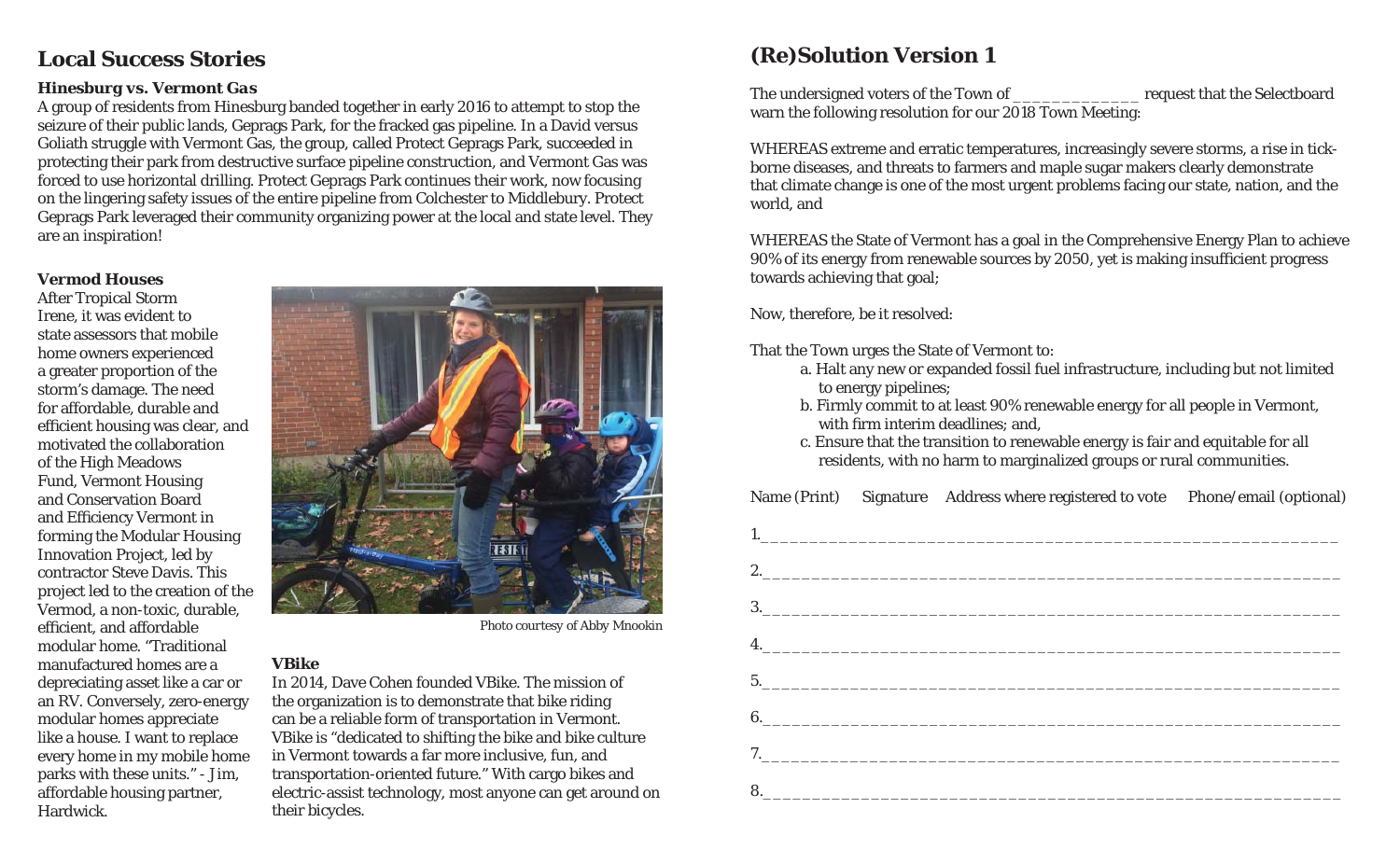## Local Success Stories

### Hinesburg vs. Vermont Gas

A group of residents from Hinesburg banded together in early 2016 to attempt to stop the seizure of their public lands, Geprags Park, for the fracked gas pipeline. In a David versus Goliath struggle with Vermont Gas, the group, called Protect Geprags Park, succeeded in protecting their park from destructive surface pipeline construction, and Vermont Gas was forced to use horizontal drilling. Protect Geprags Park continues their work, now focusing on the lingering safety issues of the entire pipeline from Colchester to Middlebury. Protect Geprags Park leveraged their community organizing power at the local and state level. They are an inspiration!

### Vermod Houses

After Tropical Storm Irene, it was evident to state assessors that mobile home owners experienced a greater proportion of the storm's damage. The need for affordable, durable and efficient housing was clear, and motivated the collaboration of the High Meadows Fund, Vermont Housing and Conservation Board and Efficiency Vermont in forming the Modular Housing Innovation Project, led by contractor Steve Davis. This project led to the creation of the Vermod, a non-toxic, durable, efficient, and affordable modular home. "Traditional manufactured homes are a depreciating asset like a car or an RV. Conversely, zero-energy modular homes appreciate like a house. I want to replace every home in my mobile home parks with these units." - Jim, affordable housing partner, Hardwick.

Photo courtesy of Abby Mnookin

### VBike

In 2014, Dave Cohen founded VBike. The mission of the organization is to demonstrate that bike riding can be a reliable form of transportation in Vermont. VBike is "dedicated to shifting the bike and bike culture in Vermont towards a far more inclusive, fun, and transportation-oriented future." With cargo bikes and electric-assist technology, most anyone can get around on their bicycles.

## (Re)Solution Version 1

The undersigned voters of the Town of _____________ request that the Selectboard warn the following resolution for our 2018 Town Meeting:

WHEREAS extreme and erratic temperatures, increasingly severe storms, a rise in tick-borne diseases, and threats to farmers and maple sugar makers clearly demonstrate that climate change is one of the most urgent problems facing our state, nation, and the world, and

WHEREAS the State of Vermont has a goal in the Comprehensive Energy Plan to achieve 90% of its energy from renewable sources by 2050, yet is making insufficient progress towards achieving that goal;

Now, therefore, be it resolved:

That the Town urges the State of Vermont to:

a. Halt any new or expanded fossil fuel infrastructure, including but not limited to energy pipelines;
b. Firmly commit to at least 90% renewable energy for all people in Vermont, with firm interim deadlines; and,
c. Ensure that the transition to renewable energy is fair and equitable for all residents, with no harm to marginalized groups or rural communities.

Name (Print) Signature Address where registered to vote Phone/email (optional)

1.____________________________________________________________

2.____________________________________________________________

3.____________________________________________________________

4.____________________________________________________________

5.____________________________________________________________

6.____________________________________________________________

7.____________________________________________________________

8.____________________________________________________________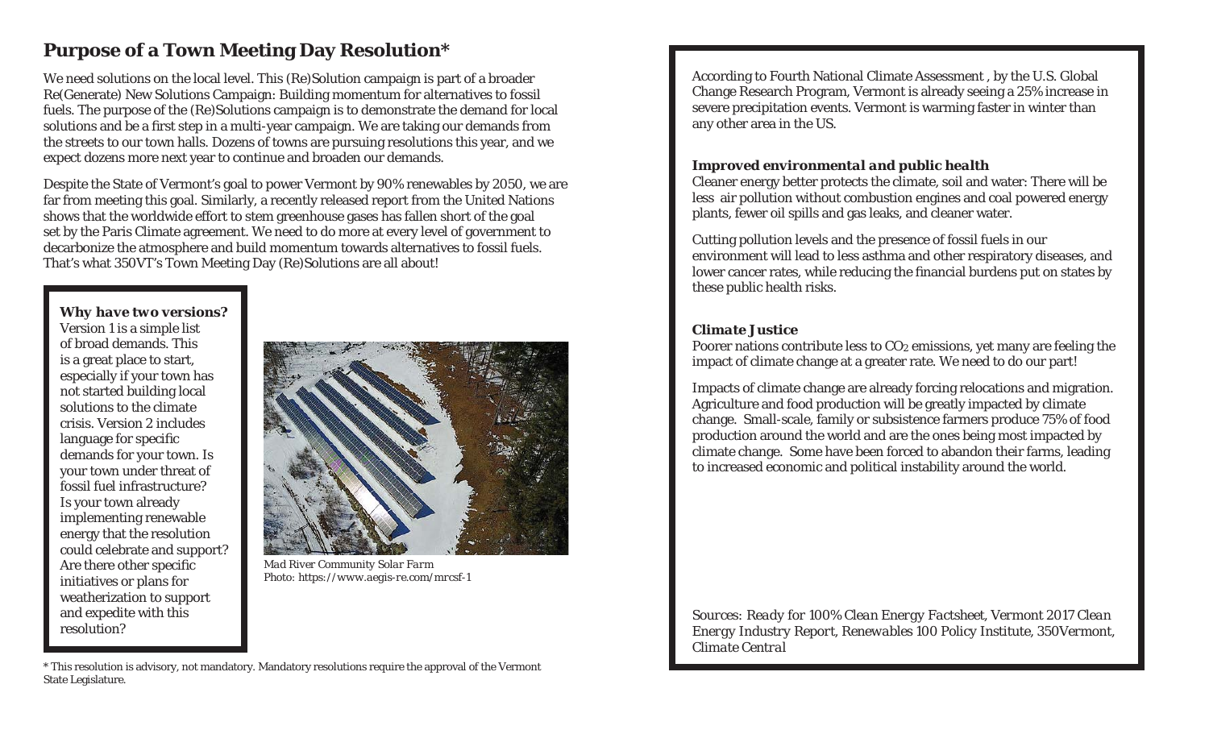## Purpose of a Town Meeting Day Resolution*

We need solutions on the local level. This (Re)Solution campaign is part of a broader Re(Generate) New Solutions Campaign: Building momentum for alternatives to fossil fuels. The purpose of the (Re)Solutions campaign is to demonstrate the demand for local solutions and be a first step in a multi-year campaign. We are taking our demands from the streets to our town halls. Dozens of towns are pursuing resolutions this year, and we expect dozens more next year to continue and broaden our demands.

Despite the State of Vermont's goal to power Vermont by 90% renewables by 2050, we are far from meeting this goal. Similarly, a recently released report from the United Nations shows that the worldwide effort to stem greenhouse gases has fallen short of the goal set by the Paris Climate agreement. We need to do more at every level of government to decarbonize the atmosphere and build momentum towards alternatives to fossil fuels. That's what 350VT's Town Meeting Day (Re)Solutions are all about!

**Why have two versions?**
Version 1 is a simple list of broad demands. This is a great place to start, especially if your town has not started building local solutions to the climate crisis. Version 2 includes language for specific demands for your town. Is your town under threat of fossil fuel infrastructure? Is your town already implementing renewable energy that the resolution could celebrate and support? Are there other specific initiatives or plans for weatherization to support and expedite with this resolution?

*Mad River Community Solar Farm*
*Photo: https://www.aegis-re.com/mrcsf-1*

\* This resolution is advisory, not mandatory. Mandatory resolutions require the approval of the Vermont State Legislature.

According to Fourth National Climate Assessment , by the U.S. Global Change Research Program, Vermont is already seeing a 25% increase in severe precipitation events. Vermont is warming faster in winter than any other area in the US.

**Improved environmental and public health**
Cleaner energy better protects the climate, soil and water: There will be less air pollution without combustion engines and coal powered energy plants, fewer oil spills and gas leaks, and cleaner water.

Cutting pollution levels and the presence of fossil fuels in our environment will lead to less asthma and other respiratory diseases, and lower cancer rates, while reducing the financial burdens put on states by these public health risks.

**Climate Justice**
Poorer nations contribute less to $CO_2$ emissions, yet many are feeling the impact of climate change at a greater rate. We need to do our part!

Impacts of climate change are already forcing relocations and migration. Agriculture and food production will be greatly impacted by climate change. Small-scale, family or subsistence farmers produce 75% of food production around the world and are the ones being most impacted by climate change. Some have been forced to abandon their farms, leading to increased economic and political instability around the world.

*Sources: Ready for 100% Clean Energy Factsheet, Vermont 2017 Clean Energy Industry Report, Renewables 100 Policy Institute, 350Vermont, Climate Central*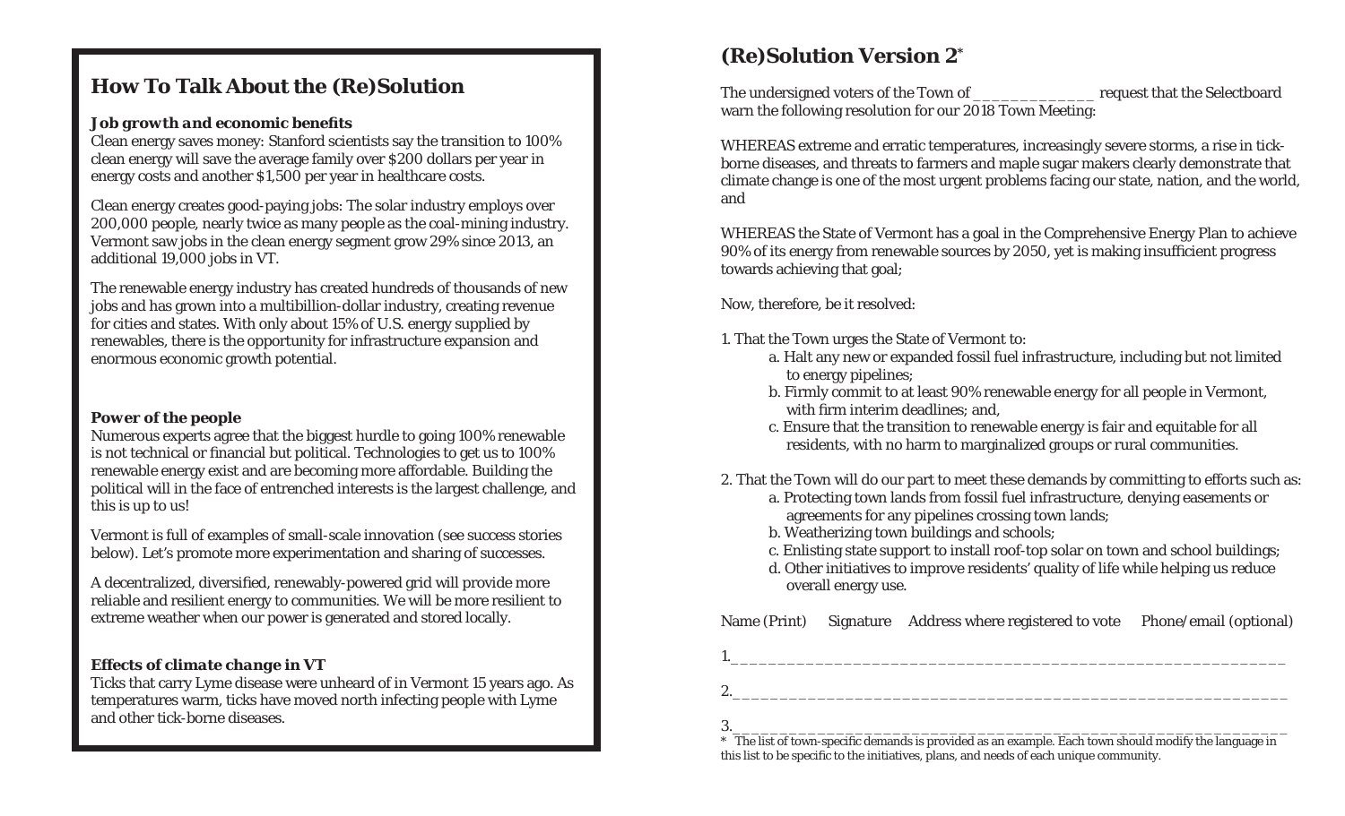## How To Talk About the (Re)Solution

### *Job growth and economic benefits*

Clean energy saves money: Stanford scientists say the transition to 100% clean energy will save the average family over $200 dollars per year in energy costs and another $1,500 per year in healthcare costs.

Clean energy creates good-paying jobs: The solar industry employs over 200,000 people, nearly twice as many people as the coal-mining industry. Vermont saw jobs in the clean energy segment grow 29% since 2013, an additional 19,000 jobs in VT.

The renewable energy industry has created hundreds of thousands of new jobs and has grown into a multibillion-dollar industry, creating revenue for cities and states. With only about 15% of U.S. energy supplied by renewables, there is the opportunity for infrastructure expansion and enormous economic growth potential.

### *Power of the people*

Numerous experts agree that the biggest hurdle to going 100% renewable is not technical or financial but political. Technologies to get us to 100% renewable energy exist and are becoming more affordable. Building the political will in the face of entrenched interests is the largest challenge, and this is up to us!

Vermont is full of examples of small-scale innovation (see success stories below). Let's promote more experimentation and sharing of successes.

A decentralized, diversified, renewably-powered grid will provide more reliable and resilient energy to communities. We will be more resilient to extreme weather when our power is generated and stored locally.

### *Effects of climate change in VT*

Ticks that carry Lyme disease were unheard of in Vermont 15 years ago. As temperatures warm, ticks have moved north infecting people with Lyme and other tick-borne diseases.

## (Re)Solution Version 2*

The undersigned voters of the Town of _____________ request that the Selectboard warn the following resolution for our 2018 Town Meeting:

WHEREAS extreme and erratic temperatures, increasingly severe storms, a rise in tick-borne diseases, and threats to farmers and maple sugar makers clearly demonstrate that climate change is one of the most urgent problems facing our state, nation, and the world, and

WHEREAS the State of Vermont has a goal in the Comprehensive Energy Plan to achieve 90% of its energy from renewable sources by 2050, yet is making insufficient progress towards achieving that goal;

Now, therefore, be it resolved:

1. That the Town urges the State of Vermont to:
   a. Halt any new or expanded fossil fuel infrastructure, including but not limited to energy pipelines;
   b. Firmly commit to at least 90% renewable energy for all people in Vermont, with firm interim deadlines; and,
   c. Ensure that the transition to renewable energy is fair and equitable for all residents, with no harm to marginalized groups or rural communities.

2. That the Town will do our part to meet these demands by committing to efforts such as:
   a. Protecting town lands from fossil fuel infrastructure, denying easements or agreements for any pipelines crossing town lands;
   b. Weatherizing town buildings and schools;
   c. Enlisting state support to install roof-top solar on town and school buildings;
   d. Other initiatives to improve residents' quality of life while helping us reduce overall energy use.

Name (Print)    Signature    Address where registered to vote    Phone/email (optional)

1.___________________________________________________________

2.___________________________________________________________

3.___________________________________________________________

\* The list of town-specific demands is provided as an example. Each town should modify the language in this list to be specific to the initiatives, plans, and needs of each unique community.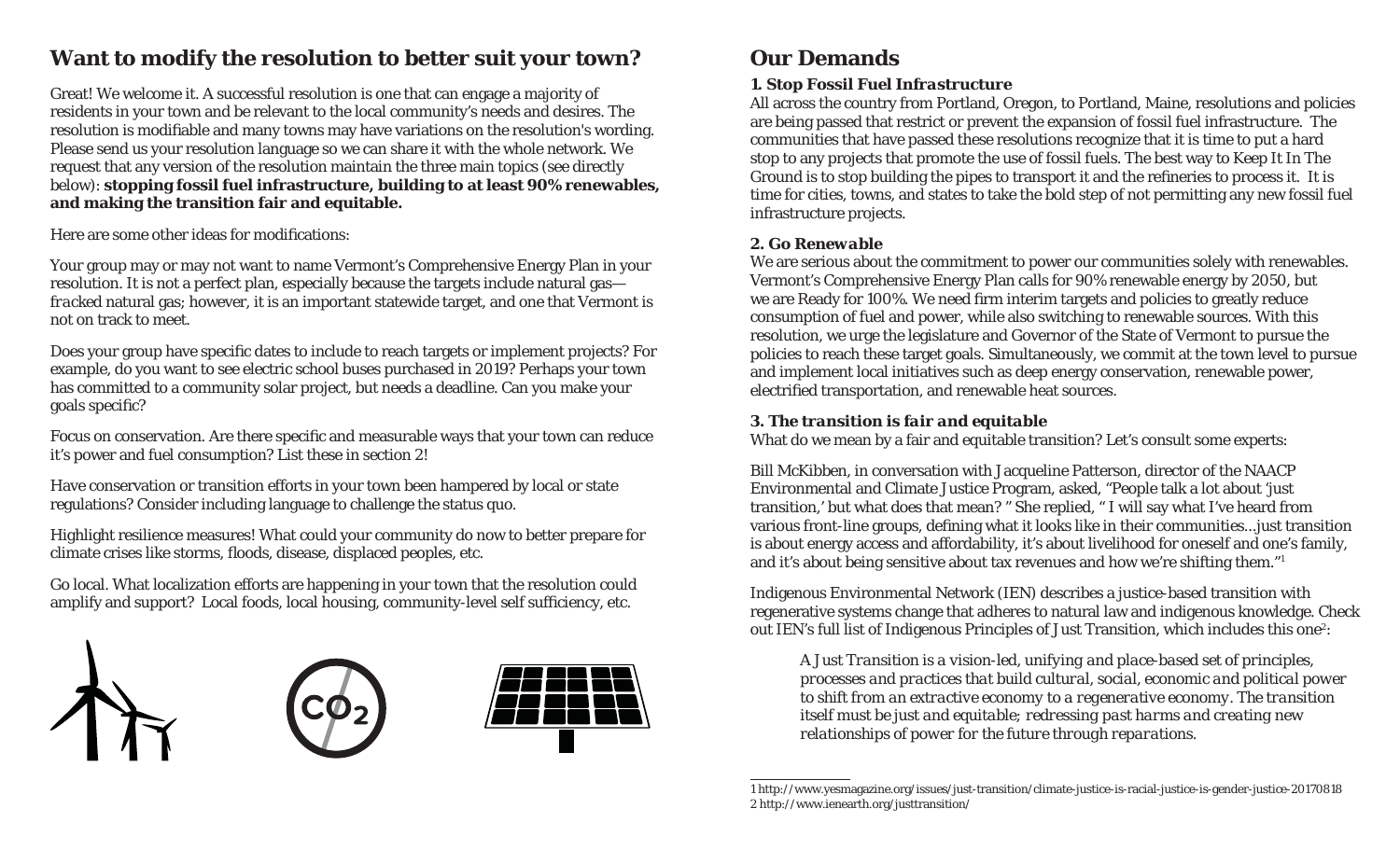## Want to modify the resolution to better suit your town?

Great! We welcome it. A successful resolution is one that can engage a majority of residents in your town and be relevant to the local community's needs and desires. The resolution is modifiable and many towns may have variations on the resolution's wording. Please send us your resolution language so we can share it with the whole network. We request that any version of the resolution maintain the three main topics (see directly below): **stopping fossil fuel infrastructure, building to at least 90% renewables, and making the transition fair and equitable.**

Here are some other ideas for modifications:

Your group may or may not want to name Vermont's Comprehensive Energy Plan in your resolution. It is not a perfect plan, especially because the targets include natural gas—*fracked* natural gas; however, it is an important statewide target, and one that Vermont is not on track to meet.

Does your group have specific dates to include to reach targets or implement projects? For example, do you want to see electric school buses purchased in 2019? Perhaps your town has committed to a community solar project, but needs a deadline. Can you make your goals specific?

Focus on conservation. Are there specific and measurable ways that your town can reduce it's power and fuel consumption? List these in section 2!

Have conservation or transition efforts in your town been hampered by local or state regulations? Consider including language to challenge the status quo.

Highlight resilience measures! What could your community do now to better prepare for climate crises like storms, floods, disease, displaced peoples, etc.

Go local. What localization efforts are happening in your town that the resolution could amplify and support? Local foods, local housing, community-level self sufficiency, etc.

## Our Demands

### 1. Stop Fossil Fuel Infrastructure

All across the country from Portland, Oregon, to Portland, Maine, resolutions and policies are being passed that restrict or prevent the expansion of fossil fuel infrastructure. The communities that have passed these resolutions recognize that it is time to put a hard stop to any projects that promote the use of fossil fuels. The best way to Keep It In The Ground is to stop building the pipes to transport it and the refineries to process it. It is time for cities, towns, and states to take the bold step of not permitting any new fossil fuel infrastructure projects.

### 2. Go Renewable

We are serious about the commitment to power our communities solely with renewables. Vermont's Comprehensive Energy Plan calls for 90% renewable energy by 2050, but we are Ready for 100%. We need firm interim targets and policies to greatly reduce consumption of fuel and power, while also switching to renewable sources. With this resolution, we urge the legislature and Governor of the State of Vermont to pursue the policies to reach these target goals. Simultaneously, we commit at the town level to pursue and implement local initiatives such as deep energy conservation, renewable power, electrified transportation, and renewable heat sources.

### 3. The transition is fair and equitable

What do we mean by a fair and equitable transition? Let's consult some experts:

Bill McKibben, in conversation with Jacqueline Patterson, director of the NAACP Environmental and Climate Justice Program, asked, "People talk a lot about 'just transition,' but what does that mean? " She replied, " I will say what I've heard from various front-line groups, defining what it looks like in their communities...just transition is about energy access and affordability, it's about livelihood for oneself and one's family, and it's about being sensitive about tax revenues and how we're shifting them."[1]

Indigenous Environmental Network (IEN) describes a justice-based transition with regenerative systems change that adheres to natural law and indigenous knowledge. Check out IEN's full list of Indigenous Principles of Just Transition, which includes this one[2]:

> *A Just Transition is a vision-led, unifying and place-based set of principles, processes and practices that build cultural, social, economic and political power to shift from an extractive economy to a regenerative economy. The transition itself must be just and equitable; redressing past harms and creating new relationships of power for the future through reparations.*

1 http://www.yesmagazine.org/issues/just-transition/climate-justice-is-racial-justice-is-gender-justice-20170818
2 http://www.ienearth.org/justtransition/